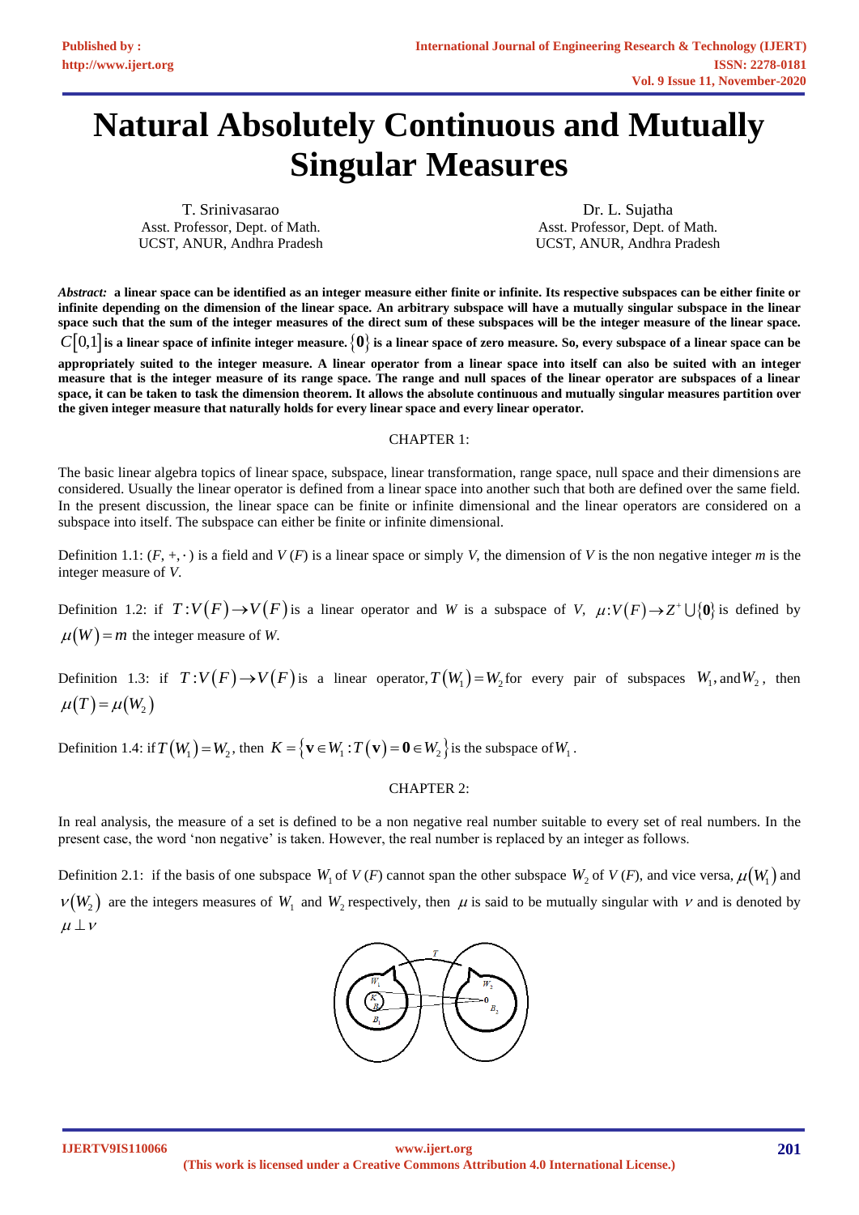# Natural Absolutely Continuous and Mutually Singular Measures

T. Srinivasarao
Asst. Professor, Dept. of Math.
UCST, ANUR, Andhra Pradesh

Dr. L. Sujatha
Asst. Professor, Dept. of Math.
UCST, ANUR, Andhra Pradesh

***Abstract:*** **a linear space can be identified as an integer measure either finite or infinite. Its respective subspaces can be either finite or infinite depending on the dimension of the linear space. An arbitrary subspace will have a mutually singular subspace in the linear space such that the sum of the integer measures of the direct sum of these subspaces will be the integer measure of the linear space. $C[0,1]$ is a linear space of infinite integer measure. $\{\mathbf{0}\}$ is a linear space of zero measure. So, every subspace of a linear space can be appropriately suited to the integer measure. A linear operator from a linear space into itself can also be suited with an integer measure that is the integer measure of its range space. The range and null spaces of the linear operator are subspaces of a linear space, it can be taken to task the dimension theorem. It allows the absolute continuous and mutually singular measures partition over the given integer measure that naturally holds for every linear space and every linear operator.**

## CHAPTER 1:

The basic linear algebra topics of linear space, subspace, linear transformation, range space, null space and their dimensions are considered. Usually the linear operator is defined from a linear space into another such that both are defined over the same field. In the present discussion, the linear space can be finite or infinite dimensional and the linear operators are considered on a subspace into itself. The subspace can either be finite or infinite dimensional.

Definition 1.1: $(F, +, \cdot)$ is a field and $V(F)$ is a linear space or simply $V$, the dimension of $V$ is the non negative integer $m$ is the integer measure of $V$.

Definition 1.2: if $T:V(F)\rightarrow V(F)$ is a linear operator and $W$ is a subspace of $V$, $\mu:V(F)\rightarrow Z^{+}\cup\{\mathbf{0}\}$ is defined by $\mu(W)=m$ the integer measure of $W$.

Definition 1.3: if $T:V(F)\rightarrow V(F)$ is a linear operator, $T(W_1)=W_2$ for every pair of subspaces $W_1$, and $W_2$, then $\mu(T)=\mu(W_2)$

Definition 1.4: if $T(W_1)=W_2$, then $K=\{\mathbf{v}\in W_1 : T(\mathbf{v})=\mathbf{0}\in W_2\}$ is the subspace of $W_1$.

## CHAPTER 2:

In real analysis, the measure of a set is defined to be a non negative real number suitable to every set of real numbers. In the present case, the word 'non negative' is taken. However, the real number is replaced by an integer as follows.

Definition 2.1: if the basis of one subspace $W_1$ of $V(F)$ cannot span the other subspace $W_2$ of $V(F)$, and vice versa, $\mu(W_1)$ and $\nu(W_2)$ are the integers measures of $W_1$ and $W_2$ respectively, then $\mu$ is said to be mutually singular with $\nu$ and is denoted by $\mu\perp\nu$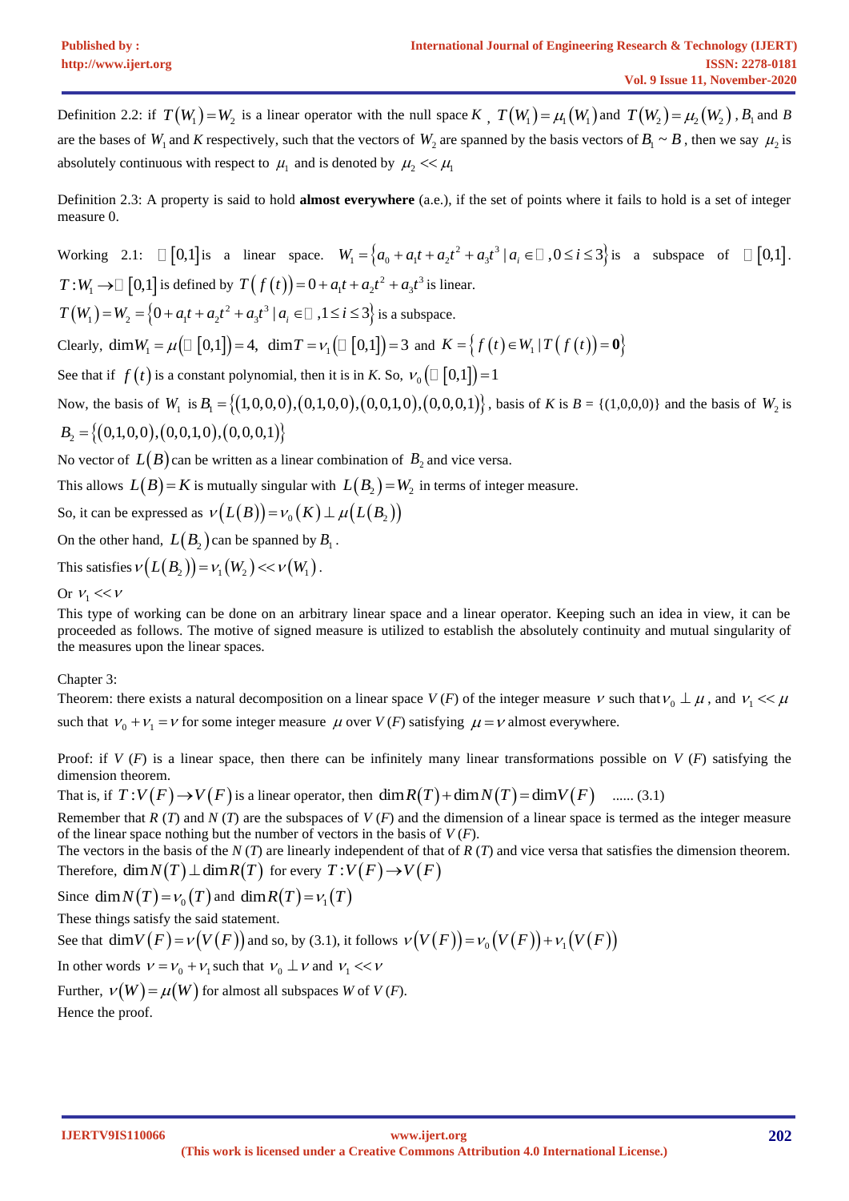Definition 2.2: if $T(W_1) = W_2$ is a linear operator with the null space $K$ , $T(W_1) = \mu_1(W_1)$ and $T(W_2) = \mu_2(W_2)$ , $B_1$ and $B$ are the bases of $W_1$ and $K$ respectively, such that the vectors of $W_2$ are spanned by the basis vectors of $B_1 \sim B$ , then we say $\mu_2$ is absolutely continuous with respect to $\mu_1$ and is denoted by $\mu_2 << \mu_1$

Definition 2.3: A property is said to hold **almost everywhere** (a.e.), if the set of points where it fails to hold is a set of integer measure 0.

Working 2.1: $\mathbb{R}[0,1]$ is a linear space. $W_1 = \left\{a_0 + a_1t + a_2t^2 + a_3t^3 \mid a_i \in \mathbb{R}, 0 \le i \le 3\right\}$ is a subspace of $\mathbb{R}[0,1]$. $T: W_1 \to \mathbb{R}[0,1]$ is defined by $T(f(t)) = 0 + a_1t + a_2t^2 + a_3t^3$ is linear.

$T(W_1) = W_2 = \left\{0 + a_1t + a_2t^2 + a_3t^3 \mid a_i \in \mathbb{R}, 1 \le i \le 3\right\}$ is a subspace.

Clearly, $\dim W_1 = \mu(\mathbb{R}[0,1]) = 4, \ \dim T = \nu_1(\mathbb{R}[0,1]) = 3$ and $K = \left\{f(t) \in W_1 \mid T(f(t)) = \mathbf{0}\right\}$

See that if $f(t)$ is a constant polynomial, then it is in $K$. So, $\nu_0(\mathbb{R}[0,1]) = 1$

Now, the basis of $W_1$ is $B_1 = \left\{(1,0,0,0),(0,1,0,0),(0,0,1,0),(0,0,0,1)\right\}$, basis of $K$ is $B$ = {(1,0,0,0)} and the basis of $W_2$ is $B_2 = \left\{(0,1,0,0),(0,0,1,0),(0,0,0,1)\right\}$

No vector of $L(B)$ can be written as a linear combination of $B_2$ and vice versa.

This allows $L(B) = K$ is mutually singular with $L(B_2) = W_2$ in terms of integer measure.

So, it can be expressed as $\nu(L(B)) = \nu_0(K) \perp \mu(L(B_2))$

On the other hand, $L(B_2)$ can be spanned by $B_1$.

This satisfies $\nu(L(B_2)) = \nu_1(W_2) << \nu(W_1)$.

Or $\nu_1 << \nu$

This type of working can be done on an arbitrary linear space and a linear operator. Keeping such an idea in view, it can be proceeded as follows. The motive of signed measure is utilized to establish the absolutely continuity and mutual singularity of the measures upon the linear spaces.

## Chapter 3:

Theorem: there exists a natural decomposition on a linear space $V(F)$ of the integer measure $\nu$ such that $\nu_0 \perp \mu$ , and $\nu_1 << \mu$ such that $\nu_0 + \nu_1 = \nu$ for some integer measure $\mu$ over $V(F)$ satisfying $\mu = \nu$ almost everywhere.

Proof: if $V(F)$ is a linear space, then there can be infinitely many linear transformations possible on $V(F)$ satisfying the dimension theorem.

That is, if $T: V(F) \to V(F)$ is a linear operator, then $\dim R(T) + \dim N(T) = \dim V(F)$ ...... (3.1)

Remember that $R(T)$ and $N(T)$ are the subspaces of $V(F)$ and the dimension of a linear space is termed as the integer measure of the linear space nothing but the number of vectors in the basis of $V(F)$.

The vectors in the basis of the $N(T)$ are linearly independent of that of $R(T)$ and vice versa that satisfies the dimension theorem.

Therefore, $\dim N(T) \perp \dim R(T)$ for every $T: V(F) \to V(F)$

Since $\dim N(T) = \nu_0(T)$ and $\dim R(T) = \nu_1(T)$

These things satisfy the said statement.

See that $\dim V(F) = \nu(V(F))$ and so, by (3.1), it follows $\nu(V(F)) = \nu_0(V(F)) + \nu_1(V(F))$

In other words $\nu = \nu_0 + \nu_1$ such that $\nu_0 \perp \nu$ and $\nu_1 << \nu$

Further, $\nu(W) = \mu(W)$ for almost all subspaces $W$ of $V(F)$.

Hence the proof.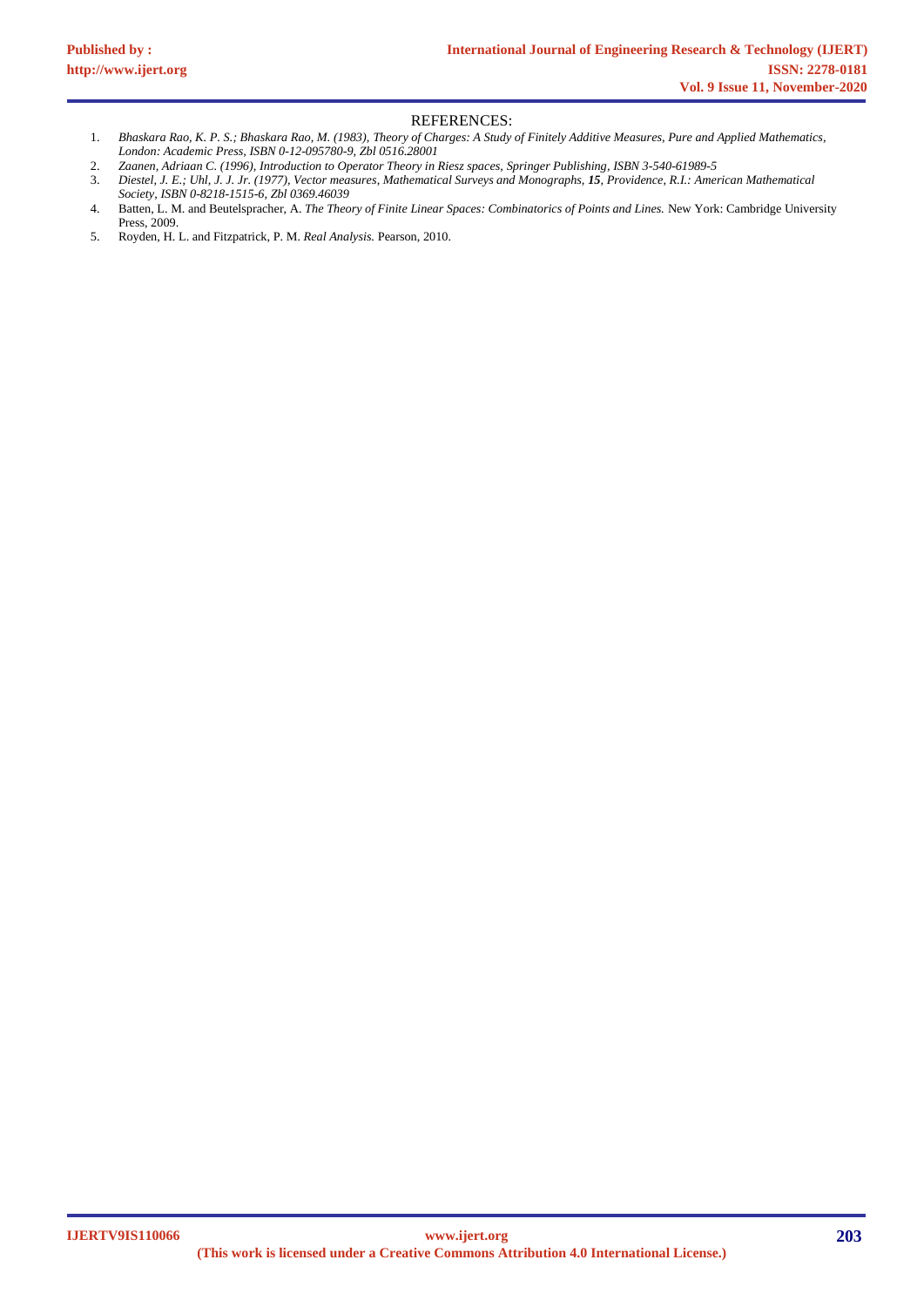## REFERENCES:

1. *Bhaskara Rao, K. P. S.; Bhaskara Rao, M. (1983), Theory of Charges: A Study of Finitely Additive Measures, Pure and Applied Mathematics, London: Academic Press, ISBN 0-12-095780-9, Zbl 0516.28001*
2. *Zaanen, Adriaan C. (1996), Introduction to Operator Theory in Riesz spaces, Springer Publishing, ISBN 3-540-61989-5*
3. *Diestel, J. E.; Uhl, J. J. Jr. (1977), Vector measures, Mathematical Surveys and Monographs, **15**, Providence, R.I.: American Mathematical Society, ISBN 0-8218-1515-6, Zbl 0369.46039*
4. Batten, L. M. and Beutelspracher, A. *The Theory of Finite Linear Spaces: Combinatorics of Points and Lines.* New York: Cambridge University Press, 2009.
5. Royden, H. L. and Fitzpatrick, P. M. *Real Analysis.* Pearson, 2010.